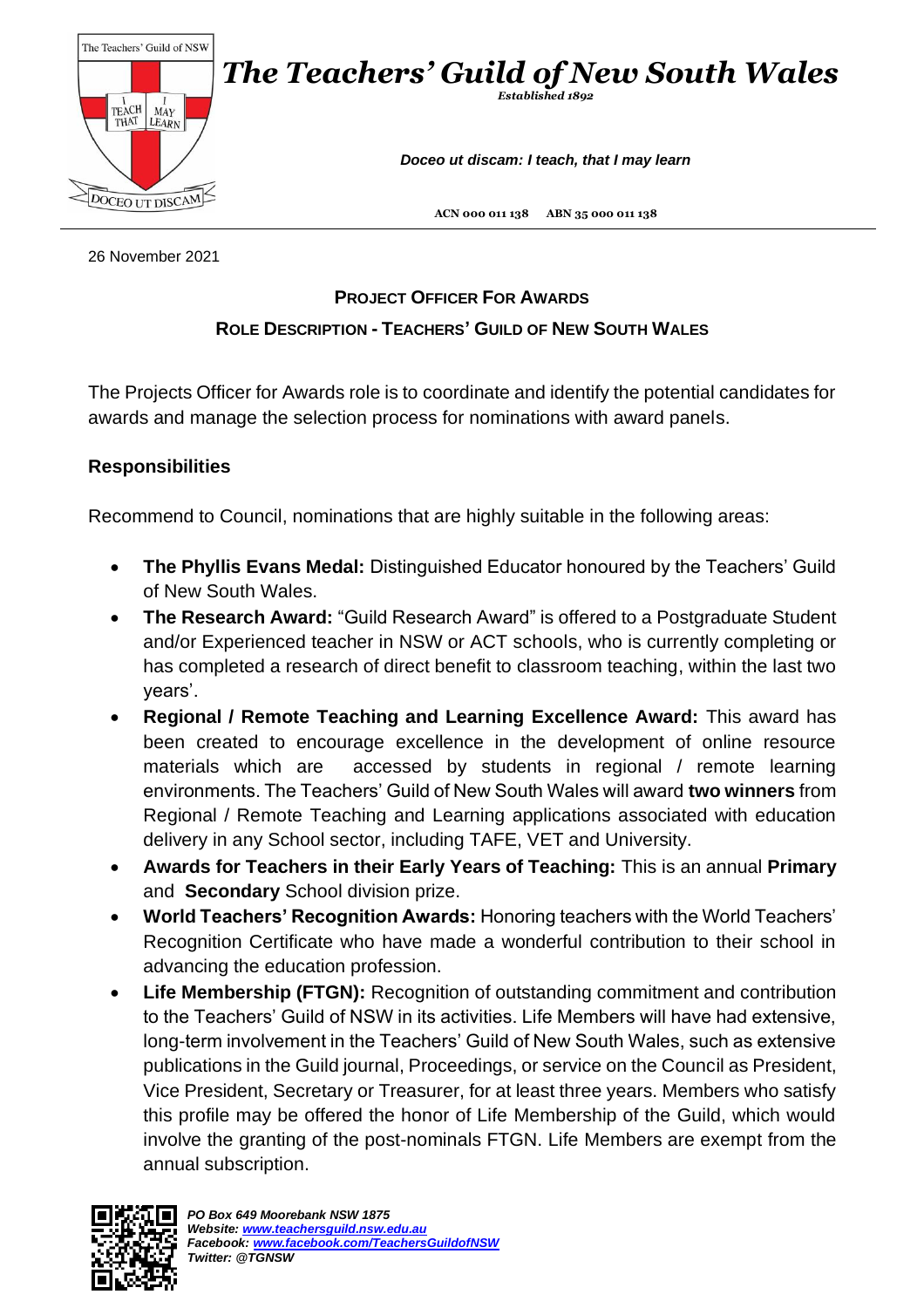# *The Teachers' Guild of New South Wales*

*Established 1892*

***Doceo ut discam: I teach, that I may learn***

ACN 000 011 138 ABN 35 000 011 138

26 November 2021

## PROJECT OFFICER FOR AWARDS

## ROLE DESCRIPTION - TEACHERS' GUILD OF NEW SOUTH WALES

The Projects Officer for Awards role is to coordinate and identify the potential candidates for awards and manage the selection process for nominations with award panels.

### Responsibilities

Recommend to Council, nominations that are highly suitable in the following areas:

- **The Phyllis Evans Medal:** Distinguished Educator honoured by the Teachers' Guild of New South Wales.
- **The Research Award:** "Guild Research Award" is offered to a Postgraduate Student and/or Experienced teacher in NSW or ACT schools, who is currently completing or has completed a research of direct benefit to classroom teaching, within the last two years'.
- **Regional / Remote Teaching and Learning Excellence Award:** This award has been created to encourage excellence in the development of online resource materials which are accessed by students in regional / remote learning environments. The Teachers' Guild of New South Wales will award **two winners** from Regional / Remote Teaching and Learning applications associated with education delivery in any School sector, including TAFE, VET and University.
- **Awards for Teachers in their Early Years of Teaching:** This is an annual **Primary** and **Secondary** School division prize.
- **World Teachers' Recognition Awards:** Honoring teachers with the World Teachers' Recognition Certificate who have made a wonderful contribution to their school in advancing the education profession.
- **Life Membership (FTGN):** Recognition of outstanding commitment and contribution to the Teachers' Guild of NSW in its activities. Life Members will have had extensive, long-term involvement in the Teachers' Guild of New South Wales, such as extensive publications in the Guild journal, Proceedings, or service on the Council as President, Vice President, Secretary or Treasurer, for at least three years. Members who satisfy this profile may be offered the honor of Life Membership of the Guild, which would involve the granting of the post-nominals FTGN. Life Members are exempt from the annual subscription.

*PO Box 649 Moorebank NSW 1875*
*Website: [www.teachersguild.nsw.edu.au](http://www.teachersguild.nsw.edu.au)*
*Facebook: [www.facebook.com/TeachersGuildofNSW](http://www.facebook.com/TeachersGuildofNSW)*
*Twitter: @TGNSW*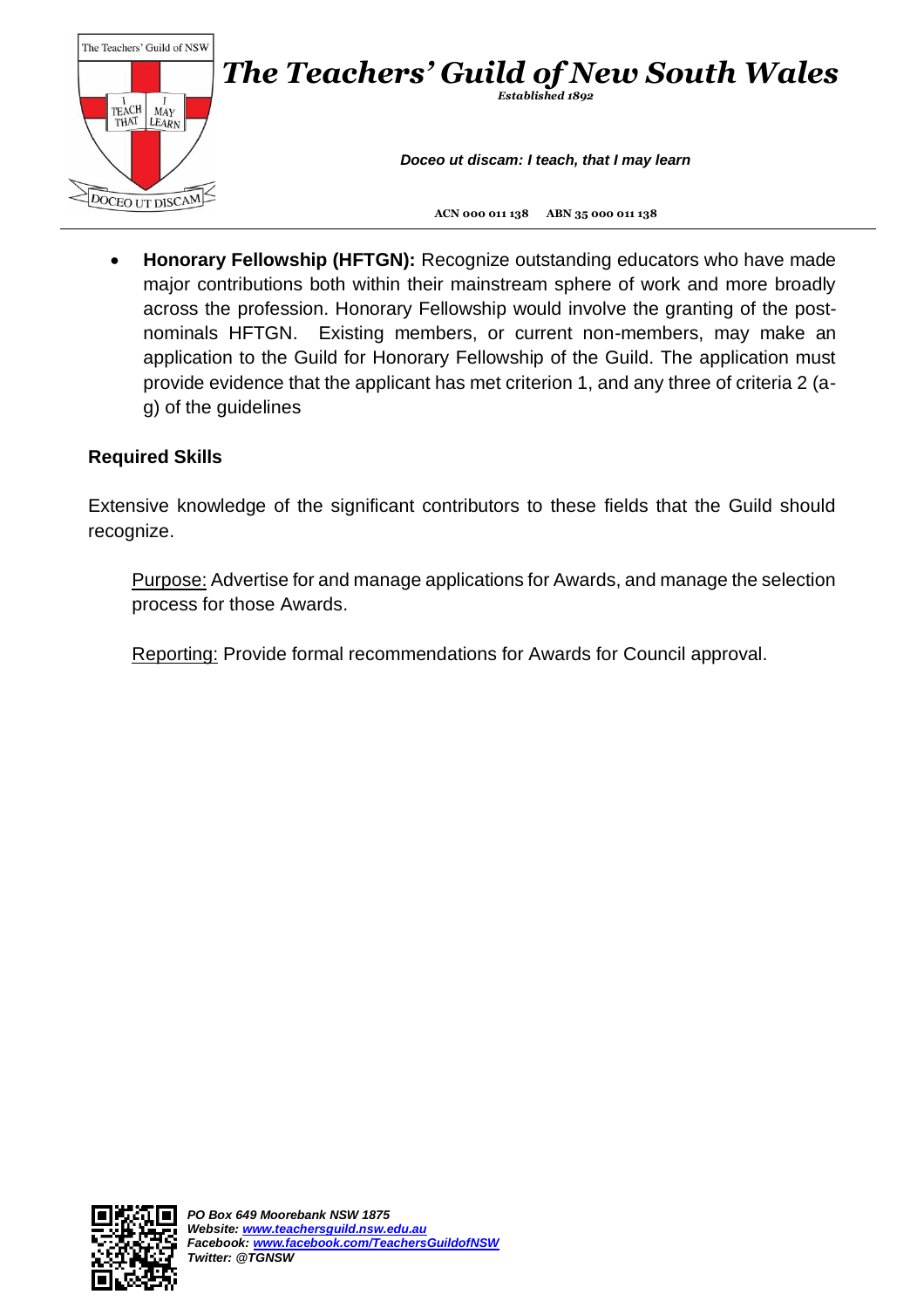- **Honorary Fellowship (HFTGN):** Recognize outstanding educators who have made major contributions both within their mainstream sphere of work and more broadly across the profession. Honorary Fellowship would involve the granting of the post-nominals HFTGN. Existing members, or current non-members, may make an application to the Guild for Honorary Fellowship of the Guild. The application must provide evidence that the applicant has met criterion 1, and any three of criteria 2 (a-g) of the guidelines

**Required Skills**

Extensive knowledge of the significant contributors to these fields that the Guild should recognize.

Purpose: Advertise for and manage applications for Awards, and manage the selection process for those Awards.

Reporting: Provide formal recommendations for Awards for Council approval.